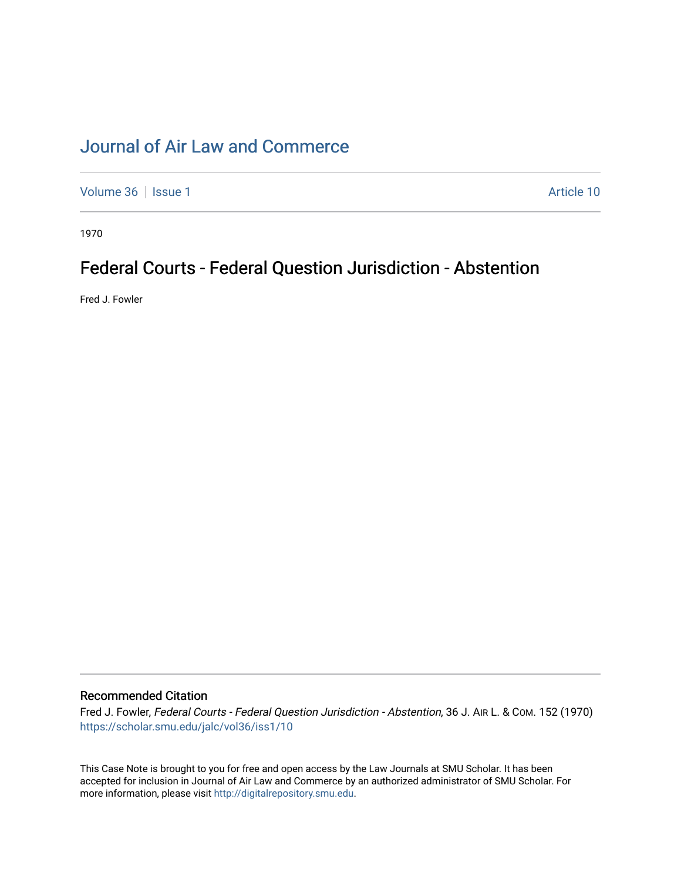# Journal of Air Law and Commerce

Volume 36 | Issue 1 | Article 10

1970

## Federal Courts - Federal Question Jurisdiction - Abstention

Fred J. Fowler

### Recommended Citation

Fred J. Fowler, *Federal Courts - Federal Question Jurisdiction - Abstention*, 36 J. AIR L. & COM. 152 (1970)
https://scholar.smu.edu/jalc/vol36/iss1/10

This Case Note is brought to you for free and open access by the Law Journals at SMU Scholar. It has been accepted for inclusion in Journal of Air Law and Commerce by an authorized administrator of SMU Scholar. For more information, please visit http://digitalrepository.smu.edu.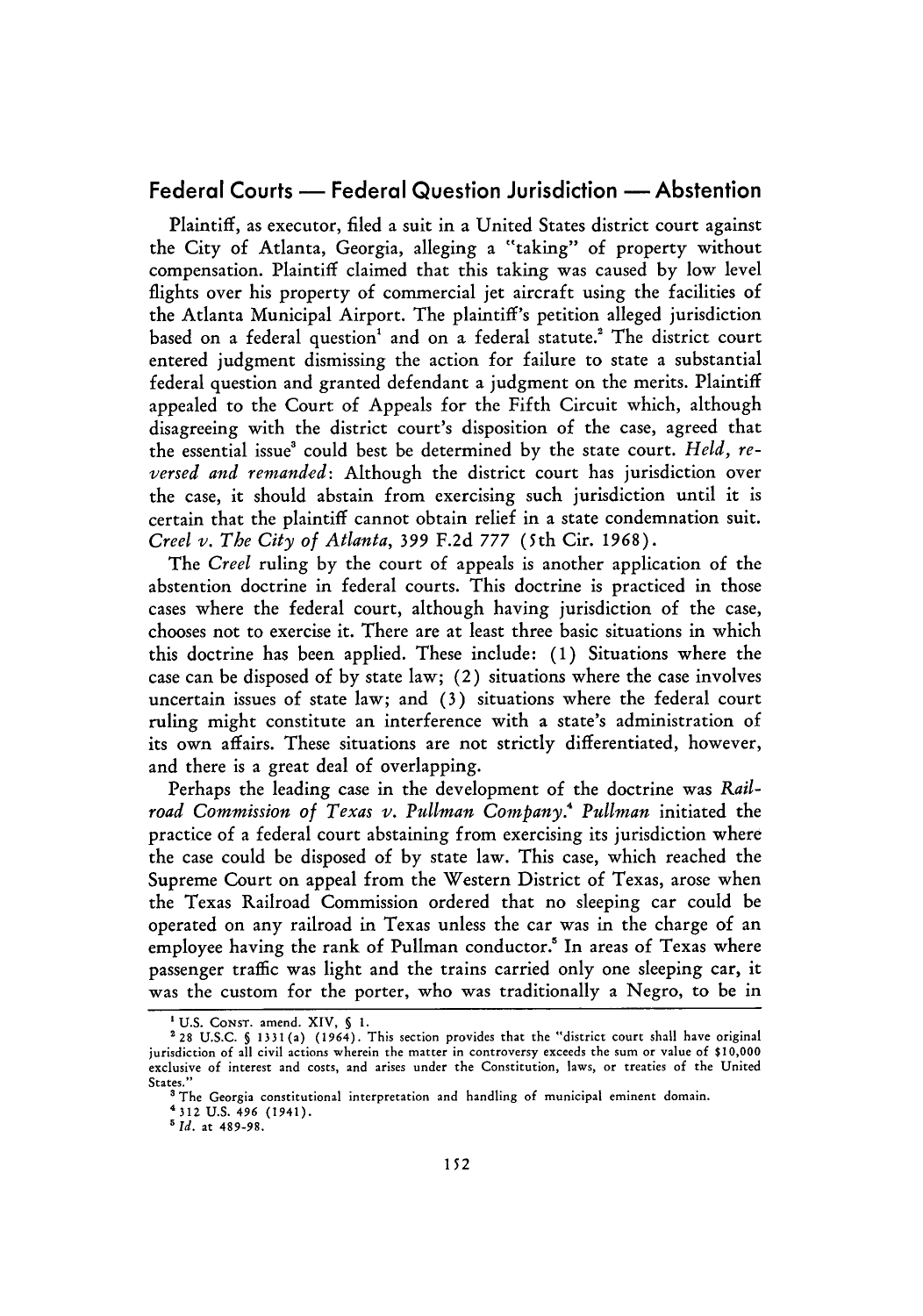## Federal Courts — Federal Question Jurisdiction — Abstention

Plaintiff, as executor, filed a suit in a United States district court against the City of Atlanta, Georgia, alleging a "taking" of property without compensation. Plaintiff claimed that this taking was caused by low level flights over his property of commercial jet aircraft using the facilities of the Atlanta Municipal Airport. The plaintiff's petition alleged jurisdiction based on a federal question[1] and on a federal statute.[2] The district court entered judgment dismissing the action for failure to state a substantial federal question and granted defendant a judgment on the merits. Plaintiff appealed to the Court of Appeals for the Fifth Circuit which, although disagreeing with the district court's disposition of the case, agreed that the essential issue[3] could best be determined by the state court. *Held, reversed and remanded*: Although the district court has jurisdiction over the case, it should abstain from exercising such jurisdiction until it is certain that the plaintiff cannot obtain relief in a state condemnation suit. *Creel v. The City of Atlanta*, 399 F.2d 777 (5th Cir. 1968).

The *Creel* ruling by the court of appeals is another application of the abstention doctrine in federal courts. This doctrine is practiced in those cases where the federal court, although having jurisdiction of the case, chooses not to exercise it. There are at least three basic situations in which this doctrine has been applied. These include: (1) Situations where the case can be disposed of by state law; (2) situations where the case involves uncertain issues of state law; and (3) situations where the federal court ruling might constitute an interference with a state's administration of its own affairs. These situations are not strictly differentiated, however, and there is a great deal of overlapping.

Perhaps the leading case in the development of the doctrine was *Railroad Commission of Texas v. Pullman Company*.[4] *Pullman* initiated the practice of a federal court abstaining from exercising its jurisdiction where the case could be disposed of by state law. This case, which reached the Supreme Court on appeal from the Western District of Texas, arose when the Texas Railroad Commission ordered that no sleeping car could be operated on any railroad in Texas unless the car was in the charge of an employee having the rank of Pullman conductor.[5] In areas of Texas where passenger traffic was light and the trains carried only one sleeping car, it was the custom for the porter, who was traditionally a Negro, to be in

---

[1] U.S. CONST. amend. XIV, § 1.

[2] 28 U.S.C. § 1331(a) (1964). This section provides that the "district court shall have original jurisdiction of all civil actions wherein the matter in controversy exceeds the sum or value of $10,000 exclusive of interest and costs, and arises under the Constitution, laws, or treaties of the United States."

[3] The Georgia constitutional interpretation and handling of municipal eminent domain.

[4] 312 U.S. 496 (1941).

[5] *Id.* at 489-98.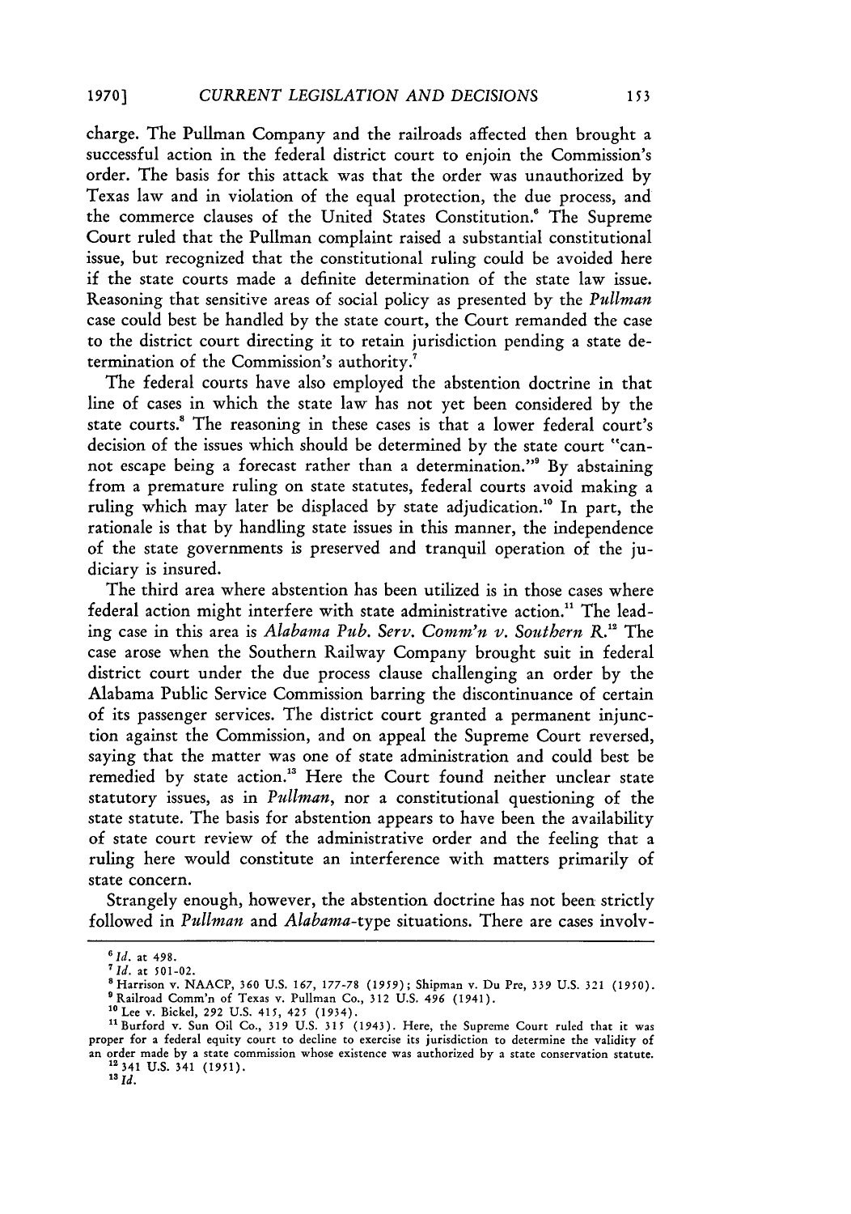charge. The Pullman Company and the railroads affected then brought a successful action in the federal district court to enjoin the Commission's order. The basis for this attack was that the order was unauthorized by Texas law and in violation of the equal protection, the due process, and the commerce clauses of the United States Constitution.[6] The Supreme Court ruled that the Pullman complaint raised a substantial constitutional issue, but recognized that the constitutional ruling could be avoided here if the state courts made a definite determination of the state law issue. Reasoning that sensitive areas of social policy as presented by the *Pullman* case could best be handled by the state court, the Court remanded the case to the district court directing it to retain jurisdiction pending a state determination of the Commission's authority.[7]

The federal courts have also employed the abstention doctrine in that line of cases in which the state law has not yet been considered by the state courts.[8] The reasoning in these cases is that a lower federal court's decision of the issues which should be determined by the state court "cannot escape being a forecast rather than a determination."[9] By abstaining from a premature ruling on state statutes, federal courts avoid making a ruling which may later be displaced by state adjudication.[10] In part, the rationale is that by handling state issues in this manner, the independence of the state governments is preserved and tranquil operation of the judiciary is insured.

The third area where abstention has been utilized is in those cases where federal action might interfere with state administrative action.[11] The leading case in this area is *Alabama Pub. Serv. Comm'n v. Southern R.*[12] The case arose when the Southern Railway Company brought suit in federal district court under the due process clause challenging an order by the Alabama Public Service Commission barring the discontinuance of certain of its passenger services. The district court granted a permanent injunction against the Commission, and on appeal the Supreme Court reversed, saying that the matter was one of state administration and could best be remedied by state action.[13] Here the Court found neither unclear state statutory issues, as in *Pullman*, nor a constitutional questioning of the state statute. The basis for abstention appears to have been the availability of state court review of the administrative order and the feeling that a ruling here would constitute an interference with matters primarily of state concern.

Strangely enough, however, the abstention doctrine has not been strictly followed in *Pullman* and *Alabama*-type situations. There are cases involv-

---

[6] *Id.* at 498.

[7] *Id.* at 501-02.

[8] Harrison v. NAACP, 360 U.S. 167, 177-78 (1959); Shipman v. Du Pre, 339 U.S. 321 (1950).

[9] Railroad Comm'n of Texas v. Pullman Co., 312 U.S. 496 (1941).

[10] Lee v. Bickel, 292 U.S. 415, 425 (1934).

[11] Burford v. Sun Oil Co., 319 U.S. 315 (1943). Here, the Supreme Court ruled that it was proper for a federal equity court to decline to exercise its jurisdiction to determine the validity of an order made by a state commission whose existence was authorized by a state conservation statute.

[12] 341 U.S. 341 (1951).

[13] *Id.*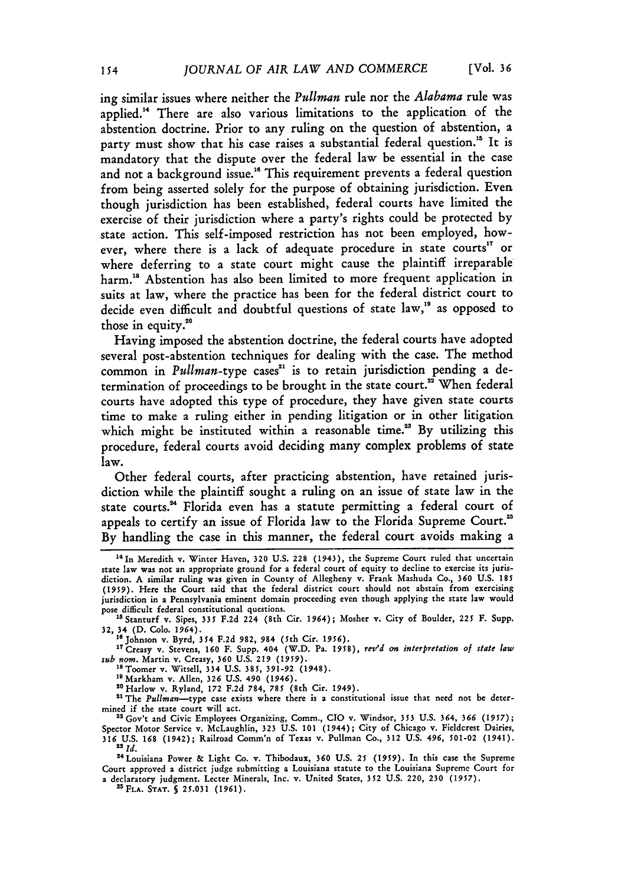ing similar issues where neither the *Pullman* rule nor the *Alabama* rule was applied.[14] There are also various limitations to the application of the abstention doctrine. Prior to any ruling on the question of abstention, a party must show that his case raises a substantial federal question.[15] It is mandatory that the dispute over the federal law be essential in the case and not a background issue.[16] This requirement prevents a federal question from being asserted solely for the purpose of obtaining jurisdiction. Even though jurisdiction has been established, federal courts have limited the exercise of their jurisdiction where a party's rights could be protected by state action. This self-imposed restriction has not been employed, however, where there is a lack of adequate procedure in state courts[17] or where deferring to a state court might cause the plaintiff irreparable harm.[18] Abstention has also been limited to more frequent application in suits at law, where the practice has been for the federal district court to decide even difficult and doubtful questions of state law,[19] as opposed to those in equity.[20]

Having imposed the abstention doctrine, the federal courts have adopted several post-abstention techniques for dealing with the case. The method common in *Pullman*-type cases[21] is to retain jurisdiction pending a determination of proceedings to be brought in the state court.[22] When federal courts have adopted this type of procedure, they have given state courts time to make a ruling either in pending litigation or in other litigation which might be instituted within a reasonable time.[23] By utilizing this procedure, federal courts avoid deciding many complex problems of state law.

Other federal courts, after practicing abstention, have retained jurisdiction while the plaintiff sought a ruling on an issue of state law in the state courts.[24] Florida even has a statute permitting a federal court of appeals to certify an issue of Florida law to the Florida Supreme Court.[25] By handling the case in this manner, the federal court avoids making a

---

[14] In Meredith v. Winter Haven, 320 U.S. 228 (1943), the Supreme Court ruled that uncertain state law was not an appropriate ground for a federal court of equity to decline to exercise its jurisdiction. A similar ruling was given in County of Allegheny v. Frank Mashuda Co., 360 U.S. 185 (1959). Here the Court said that the federal district court should not abstain from exercising jurisdiction in a Pennsylvania eminent domain proceeding even though applying the state law would pose difficult federal constitutional questions.

[15] Stanturf v. Sipes, 335 F.2d 224 (8th Cir. 1964); Mosher v. City of Boulder, 225 F. Supp. 32, 34 (D. Colo. 1964).

[16] Johnson v. Byrd, 354 F.2d 982, 984 (5th Cir. 1956).

[17] Creasy v. Stevens, 160 F. Supp. 404 (W.D. Pa. 1958), *rev'd on interpretation of state law sub nom.* Martin v. Creasy, 360 U.S. 219 (1959).

[18] Toomer v. Witsell, 334 U.S. 385, 391-92 (1948).

[19] Markham v. Allen, 326 U.S. 490 (1946).

[20] Harlow v. Ryland, 172 F.2d 784, 785 (8th Cir. 1949).

[21] The *Pullman*—type case exists where there is a constitutional issue that need not be determined if the state court will act.

[22] Gov't and Civic Employees Organizing, Comm., CIO v. Windsor, 353 U.S. 364, 366 (1957); Spector Motor Service v. McLaughlin, 323 U.S. 101 (1944); City of Chicago v. Fieldcrest Dairies, 316 U.S. 168 (1942); Railroad Comm'n of Texas v. Pullman Co., 312 U.S. 496, 501-02 (1941).

[23] *Id.*

[24] Louisiana Power & Light Co. v. Thibodaux, 360 U.S. 25 (1959). In this case the Supreme Court approved a district judge submitting a Louisiana statute to the Louisiana Supreme Court for a declaratory judgment. Lecter Minerals, Inc. v. United States, 352 U.S. 220, 230 (1957).

[25] FLA. STAT. § 25.031 (1961).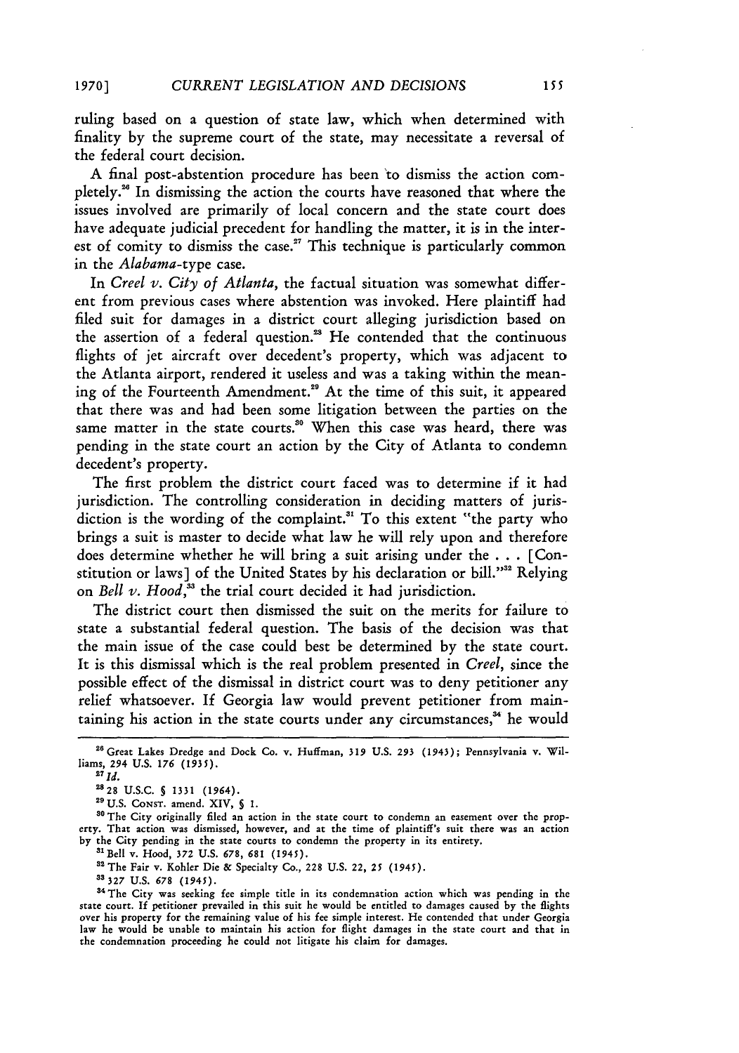ruling based on a question of state law, which when determined with finality by the supreme court of the state, may necessitate a reversal of the federal court decision.

A final post-abstention procedure has been to dismiss the action completely.[26] In dismissing the action the courts have reasoned that where the issues involved are primarily of local concern and the state court does have adequate judicial precedent for handling the matter, it is in the interest of comity to dismiss the case.[27] This technique is particularly common in the *Alabama*-type case.

In *Creel v. City of Atlanta*, the factual situation was somewhat different from previous cases where abstention was invoked. Here plaintiff had filed suit for damages in a district court alleging jurisdiction based on the assertion of a federal question.[28] He contended that the continuous flights of jet aircraft over decedent's property, which was adjacent to the Atlanta airport, rendered it useless and was a taking within the meaning of the Fourteenth Amendment.[29] At the time of this suit, it appeared that there was and had been some litigation between the parties on the same matter in the state courts.[30] When this case was heard, there was pending in the state court an action by the City of Atlanta to condemn decedent's property.

The first problem the district court faced was to determine if it had jurisdiction. The controlling consideration in deciding matters of jurisdiction is the wording of the complaint.[31] To this extent "the party who brings a suit is master to decide what law he will rely upon and therefore does determine whether he will bring a suit arising under the . . . [Constitution or laws] of the United States by his declaration or bill."[32] Relying on *Bell v. Hood*,[33] the trial court decided it had jurisdiction.

The district court then dismissed the suit on the merits for failure to state a substantial federal question. The basis of the decision was that the main issue of the case could best be determined by the state court. It is this dismissal which is the real problem presented in *Creel*, since the possible effect of the dismissal in district court was to deny petitioner any relief whatsoever. If Georgia law would prevent petitioner from maintaining his action in the state courts under any circumstances,[34] he would

---

[26] Great Lakes Dredge and Dock Co. v. Huffman, 319 U.S. 293 (1943); Pennsylvania v. Williams, 294 U.S. 176 (1935).

[27] *Id.*

[28] 28 U.S.C. § 1331 (1964).

[29] U.S. CONST. amend. XIV, § 1.

[30] The City originally filed an action in the state court to condemn an easement over the property. That action was dismissed, however, and at the time of plaintiff's suit there was an action by the City pending in the state courts to condemn the property in its entirety.

[31] Bell v. Hood, 372 U.S. 678, 681 (1945).

[32] The Fair v. Kohler Die & Specialty Co., 228 U.S. 22, 25 (1945).

[33] 327 U.S. 678 (1945).

[34] The City was seeking fee simple title in its condemnation action which was pending in the state court. If petitioner prevailed in this suit he would be entitled to damages caused by the flights over his property for the remaining value of his fee simple interest. He contended that under Georgia law he would be unable to maintain his action for flight damages in the state court and that in the condemnation proceeding he could not litigate his claim for damages.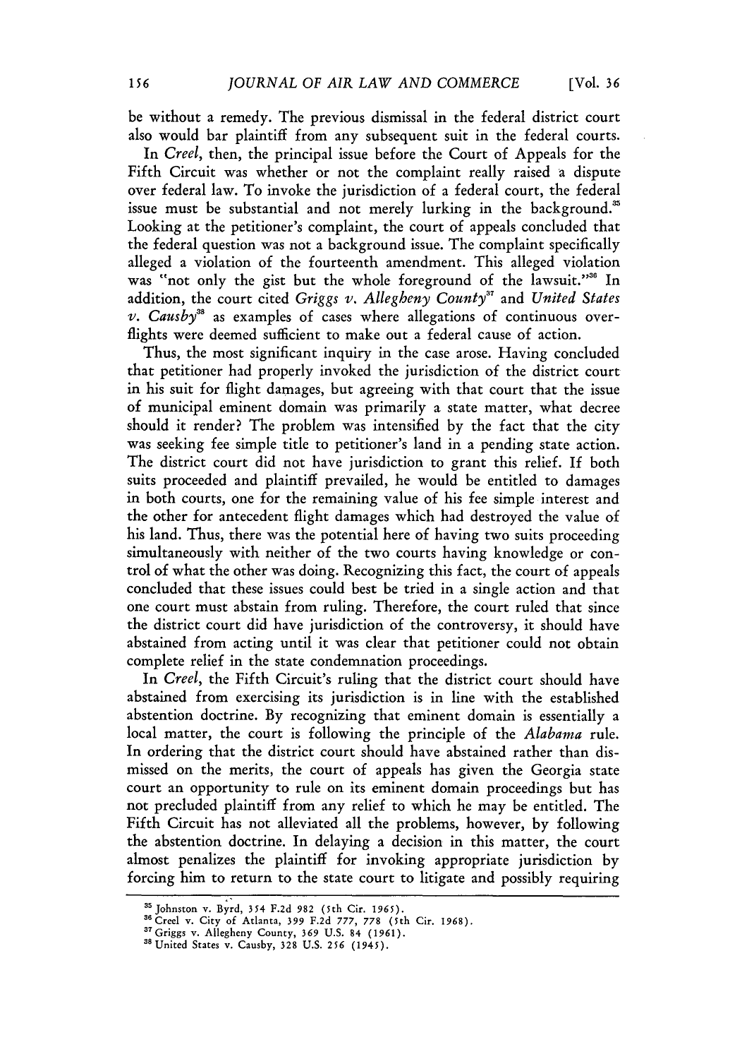be without a remedy. The previous dismissal in the federal district court also would bar plaintiff from any subsequent suit in the federal courts.

In *Creel*, then, the principal issue before the Court of Appeals for the Fifth Circuit was whether or not the complaint really raised a dispute over federal law. To invoke the jurisdiction of a federal court, the federal issue must be substantial and not merely lurking in the background.[35] Looking at the petitioner's complaint, the court of appeals concluded that the federal question was not a background issue. The complaint specifically alleged a violation of the fourteenth amendment. This alleged violation was "not only the gist but the whole foreground of the lawsuit."[36] In addition, the court cited *Griggs v. Allegheny County*[37] and *United States v. Causby*[38] as examples of cases where allegations of continuous overflights were deemed sufficient to make out a federal cause of action.

Thus, the most significant inquiry in the case arose. Having concluded that petitioner had properly invoked the jurisdiction of the district court in his suit for flight damages, but agreeing with that court that the issue of municipal eminent domain was primarily a state matter, what decree should it render? The problem was intensified by the fact that the city was seeking fee simple title to petitioner's land in a pending state action. The district court did not have jurisdiction to grant this relief. If both suits proceeded and plaintiff prevailed, he would be entitled to damages in both courts, one for the remaining value of his fee simple interest and the other for antecedent flight damages which had destroyed the value of his land. Thus, there was the potential here of having two suits proceeding simultaneously with neither of the two courts having knowledge or control of what the other was doing. Recognizing this fact, the court of appeals concluded that these issues could best be tried in a single action and that one court must abstain from ruling. Therefore, the court ruled that since the district court did have jurisdiction of the controversy, it should have abstained from acting until it was clear that petitioner could not obtain complete relief in the state condemnation proceedings.

In *Creel*, the Fifth Circuit's ruling that the district court should have abstained from exercising its jurisdiction is in line with the established abstention doctrine. By recognizing that eminent domain is essentially a local matter, the court is following the principle of the *Alabama* rule. In ordering that the district court should have abstained rather than dismissed on the merits, the court of appeals has given the Georgia state court an opportunity to rule on its eminent domain proceedings but has not precluded plaintiff from any relief to which he may be entitled. The Fifth Circuit has not alleviated all the problems, however, by following the abstention doctrine. In delaying a decision in this matter, the court almost penalizes the plaintiff for invoking appropriate jurisdiction by forcing him to return to the state court to litigate and possibly requiring

[35] Johnston v. Byrd, 354 F.2d 982 (5th Cir. 1965).

[36] Creel v. City of Atlanta, 399 F.2d 777, 778 (5th Cir. 1968).

[37] Griggs v. Allegheny County, 369 U.S. 84 (1961).

[38] United States v. Causby, 328 U.S. 256 (1945).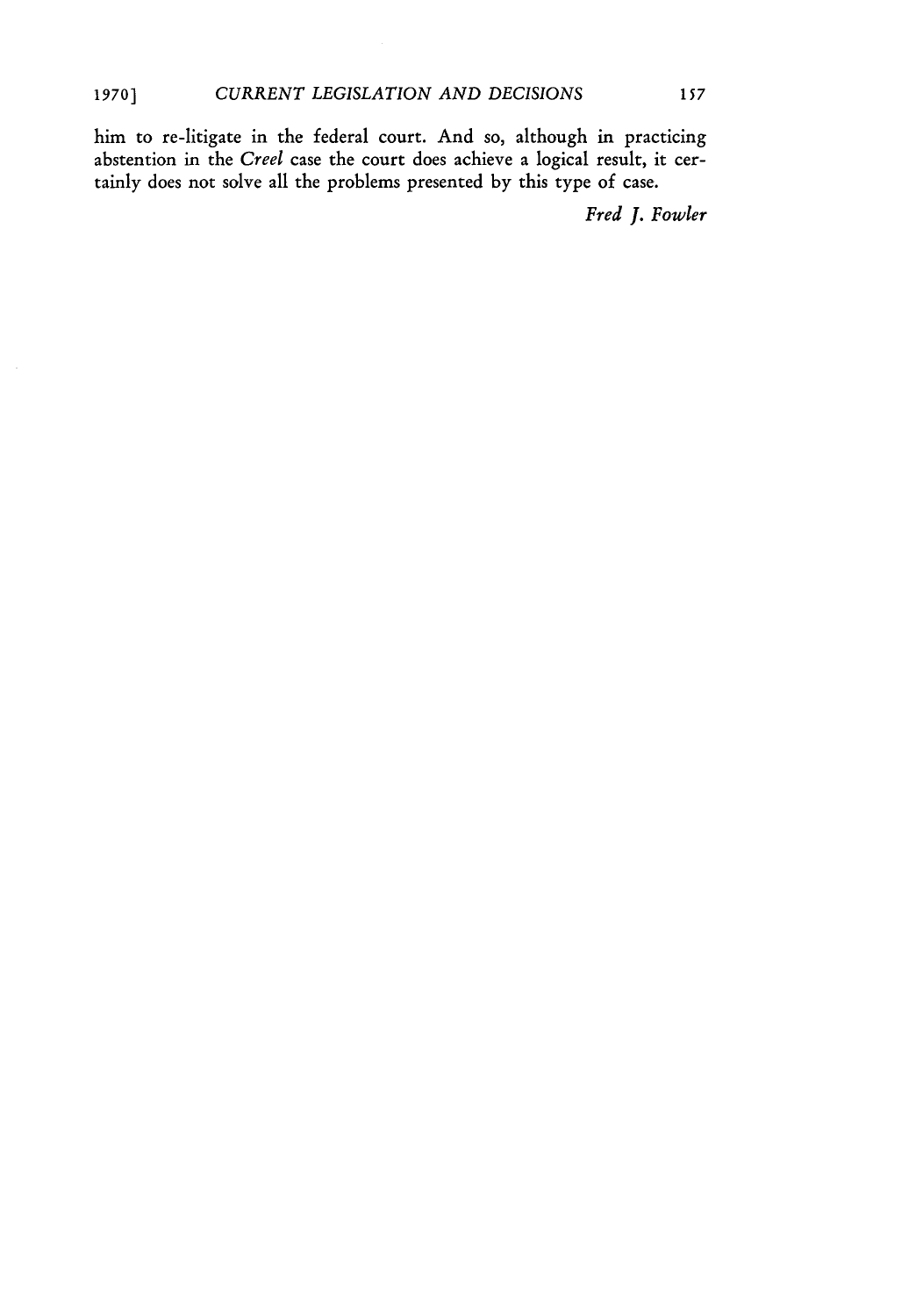him to re-litigate in the federal court. And so, although in practicing abstention in the *Creel* case the court does achieve a logical result, it certainly does not solve all the problems presented by this type of case.

*Fred J. Fowler*